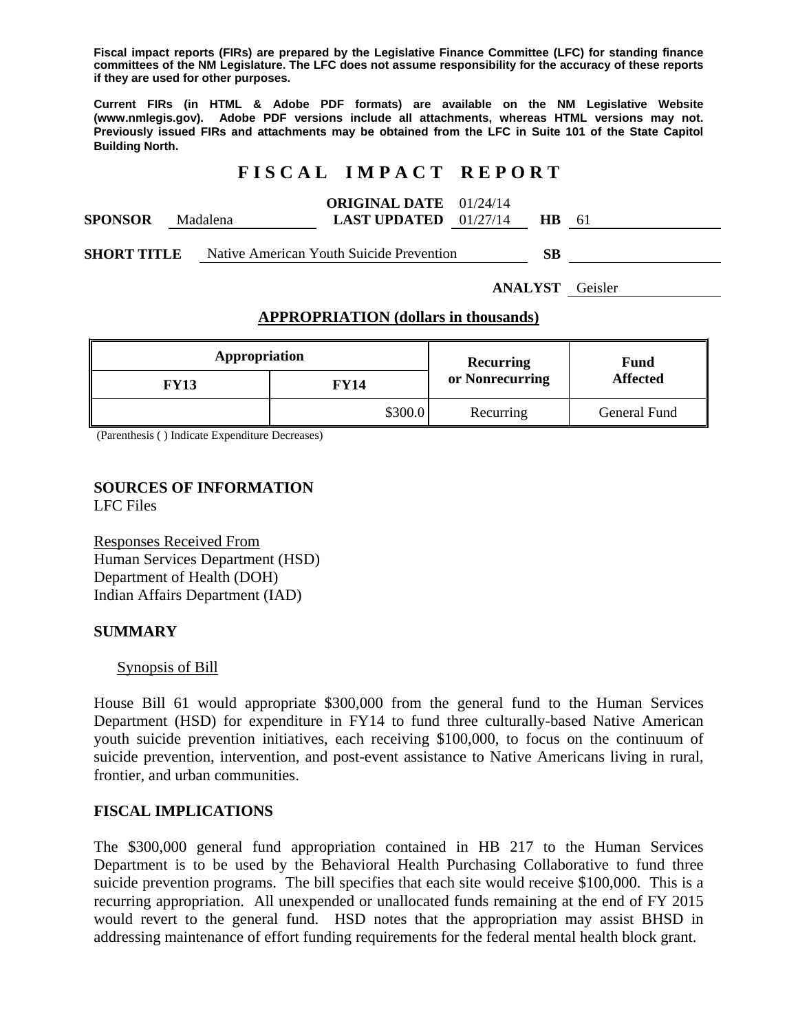**Fiscal impact reports (FIRs) are prepared by the Legislative Finance Committee (LFC) for standing finance committees of the NM Legislature. The LFC does not assume responsibility for the accuracy of these reports if they are used for other purposes.**

**Current FIRs (in HTML & Adobe PDF formats) are available on the NM Legislative Website (www.nmlegis.gov). Adobe PDF versions include all attachments, whereas HTML versions may not. Previously issued FIRs and attachments may be obtained from the LFC in Suite 101 of the State Capitol Building North.**

# F I S C A L   I M P A C T   R E P O R T

**SPONSOR** Madalena **ORIGINAL DATE** 01/24/14 **LAST UPDATED** 01/27/14 **HB** 61

**SHORT TITLE** Native American Youth Suicide Prevention **SB**

**ANALYST** Geisler

## APPROPRIATION (dollars in thousands)

| Appropriation | | Recurring or Nonrecurring | Fund Affected |
|---|---|---|---|
| **FY13** | **FY14** | | |
| | \$300.0 | Recurring | General Fund |

(Parenthesis ( ) Indicate Expenditure Decreases)

**SOURCES OF INFORMATION**
LFC Files

Responses Received From
Human Services Department (HSD)
Department of Health (DOH)
Indian Affairs Department (IAD)

## SUMMARY

Synopsis of Bill

House Bill 61 would appropriate \$300,000 from the general fund to the Human Services Department (HSD) for expenditure in FY14 to fund three culturally-based Native American youth suicide prevention initiatives, each receiving \$100,000, to focus on the continuum of suicide prevention, intervention, and post-event assistance to Native Americans living in rural, frontier, and urban communities.

## FISCAL IMPLICATIONS

The \$300,000 general fund appropriation contained in HB 217 to the Human Services Department is to be used by the Behavioral Health Purchasing Collaborative to fund three suicide prevention programs. The bill specifies that each site would receive \$100,000. This is a recurring appropriation. All unexpended or unallocated funds remaining at the end of FY 2015 would revert to the general fund. HSD notes that the appropriation may assist BHSD in addressing maintenance of effort funding requirements for the federal mental health block grant.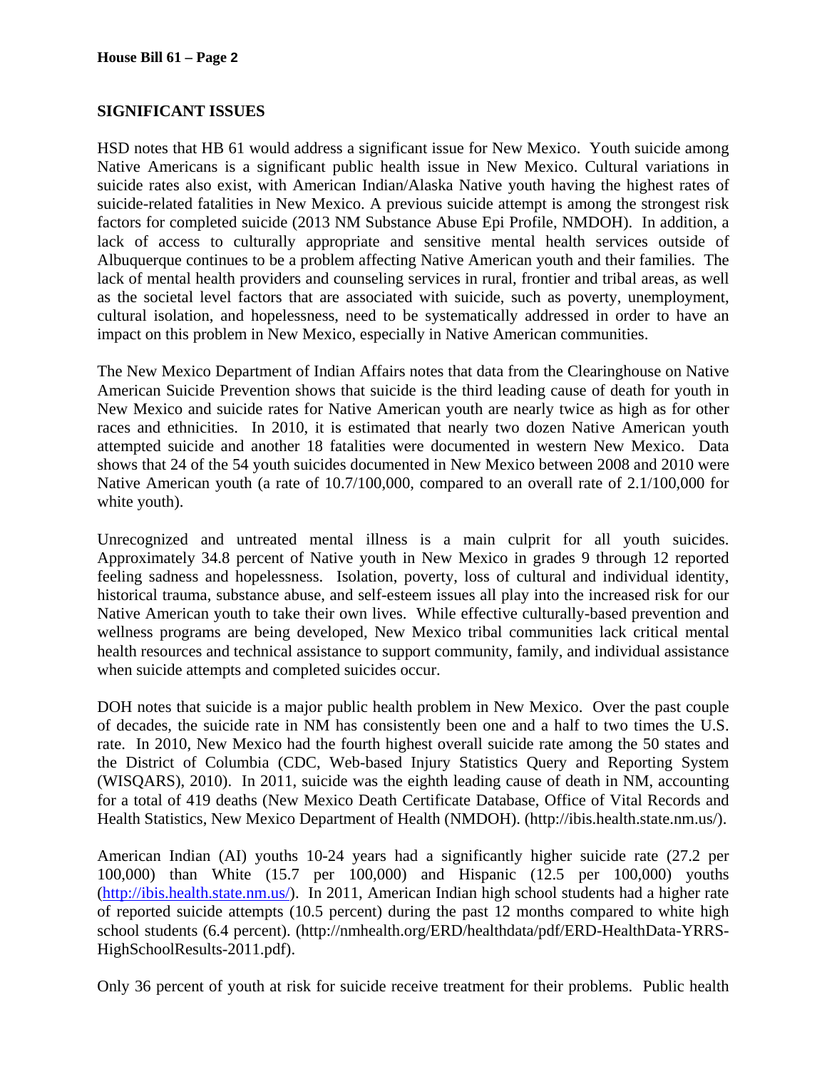## SIGNIFICANT ISSUES

HSD notes that HB 61 would address a significant issue for New Mexico. Youth suicide among Native Americans is a significant public health issue in New Mexico. Cultural variations in suicide rates also exist, with American Indian/Alaska Native youth having the highest rates of suicide-related fatalities in New Mexico. A previous suicide attempt is among the strongest risk factors for completed suicide (2013 NM Substance Abuse Epi Profile, NMDOH). In addition, a lack of access to culturally appropriate and sensitive mental health services outside of Albuquerque continues to be a problem affecting Native American youth and their families. The lack of mental health providers and counseling services in rural, frontier and tribal areas, as well as the societal level factors that are associated with suicide, such as poverty, unemployment, cultural isolation, and hopelessness, need to be systematically addressed in order to have an impact on this problem in New Mexico, especially in Native American communities.

The New Mexico Department of Indian Affairs notes that data from the Clearinghouse on Native American Suicide Prevention shows that suicide is the third leading cause of death for youth in New Mexico and suicide rates for Native American youth are nearly twice as high as for other races and ethnicities. In 2010, it is estimated that nearly two dozen Native American youth attempted suicide and another 18 fatalities were documented in western New Mexico. Data shows that 24 of the 54 youth suicides documented in New Mexico between 2008 and 2010 were Native American youth (a rate of 10.7/100,000, compared to an overall rate of 2.1/100,000 for white youth).

Unrecognized and untreated mental illness is a main culprit for all youth suicides. Approximately 34.8 percent of Native youth in New Mexico in grades 9 through 12 reported feeling sadness and hopelessness. Isolation, poverty, loss of cultural and individual identity, historical trauma, substance abuse, and self-esteem issues all play into the increased risk for our Native American youth to take their own lives. While effective culturally-based prevention and wellness programs are being developed, New Mexico tribal communities lack critical mental health resources and technical assistance to support community, family, and individual assistance when suicide attempts and completed suicides occur.

DOH notes that suicide is a major public health problem in New Mexico. Over the past couple of decades, the suicide rate in NM has consistently been one and a half to two times the U.S. rate. In 2010, New Mexico had the fourth highest overall suicide rate among the 50 states and the District of Columbia (CDC, Web-based Injury Statistics Query and Reporting System (WISQARS), 2010). In 2011, suicide was the eighth leading cause of death in NM, accounting for a total of 419 deaths (New Mexico Death Certificate Database, Office of Vital Records and Health Statistics, New Mexico Department of Health (NMDOH). (http://ibis.health.state.nm.us/).

American Indian (AI) youths 10-24 years had a significantly higher suicide rate (27.2 per 100,000) than White (15.7 per 100,000) and Hispanic (12.5 per 100,000) youths (http://ibis.health.state.nm.us/). In 2011, American Indian high school students had a higher rate of reported suicide attempts (10.5 percent) during the past 12 months compared to white high school students (6.4 percent). (http://nmhealth.org/ERD/healthdata/pdf/ERD-HealthData-YRRS-HighSchoolResults-2011.pdf).

Only 36 percent of youth at risk for suicide receive treatment for their problems. Public health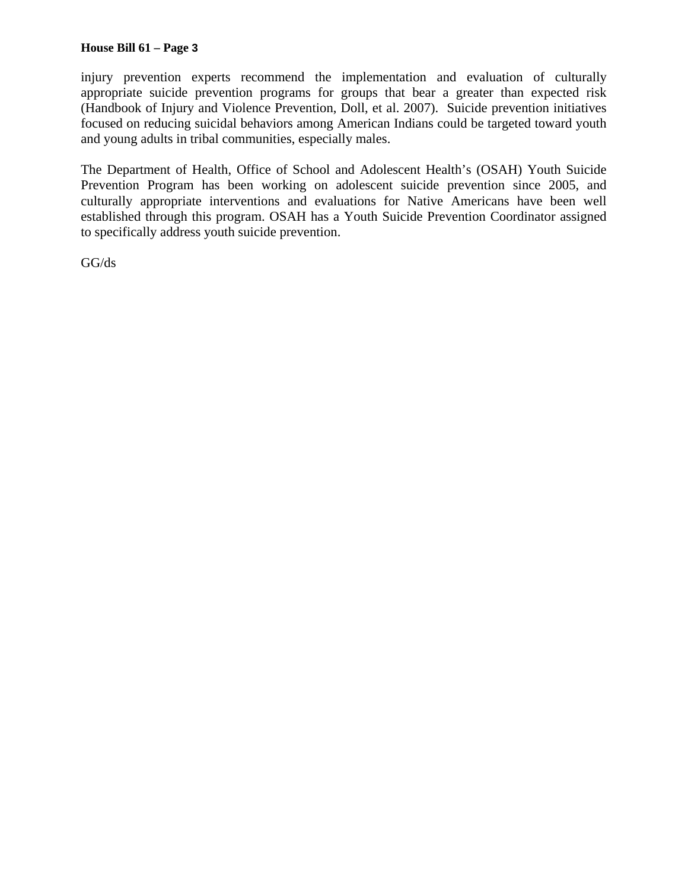injury prevention experts recommend the implementation and evaluation of culturally appropriate suicide prevention programs for groups that bear a greater than expected risk (Handbook of Injury and Violence Prevention, Doll, et al. 2007). Suicide prevention initiatives focused on reducing suicidal behaviors among American Indians could be targeted toward youth and young adults in tribal communities, especially males.

The Department of Health, Office of School and Adolescent Health's (OSAH) Youth Suicide Prevention Program has been working on adolescent suicide prevention since 2005, and culturally appropriate interventions and evaluations for Native Americans have been well established through this program. OSAH has a Youth Suicide Prevention Coordinator assigned to specifically address youth suicide prevention.

GG/ds